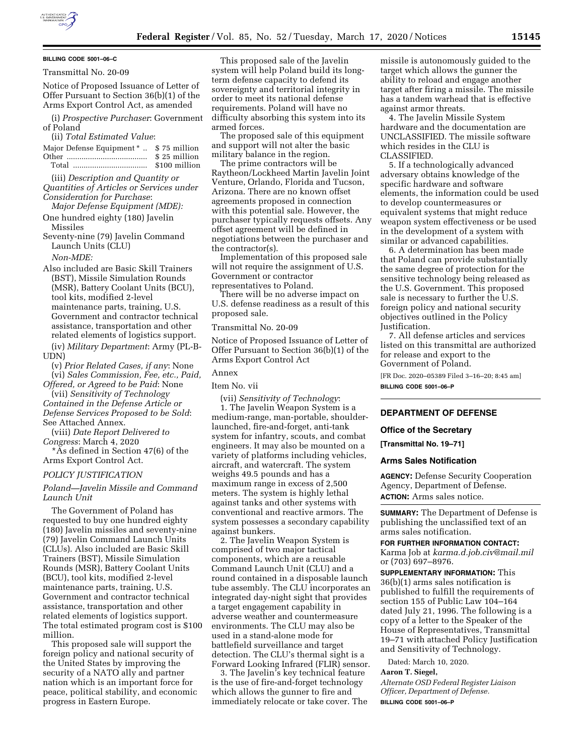**BILLING CODE 5001–06–C**

Transmittal No. 20-09

Notice of Proposed Issuance of Letter of Offer Pursuant to Section 36(b)(1) of the Arms Export Control Act, as amended

(i) *Prospective Purchaser*: Government of Poland

(ii) *Total Estimated Value*:

| | |
|---|---|
| Major Defense Equipment * | $ 75 million |
| Other | $ 25 million |
| Total | $100 million |

(iii) *Description and Quantity or Quantities of Articles or Services under Consideration for Purchase*:

*Major Defense Equipment (MDE):*

One hundred eighty (180) Javelin Missiles

Seventy-nine (79) Javelin Command Launch Units (CLU)

*Non-MDE:*

Also included are Basic Skill Trainers (BST), Missile Simulation Rounds (MSR), Battery Coolant Units (BCU), tool kits, modified 2-level maintenance parts, training, U.S. Government and contractor technical assistance, transportation and other related elements of logistics support.

(iv) *Military Department*: Army (PL-B-UDN)

(v) *Prior Related Cases, if any*: None

(vi) *Sales Commission, Fee, etc., Paid, Offered, or Agreed to be Paid*: None

(vii) *Sensitivity of Technology Contained in the Defense Article or Defense Services Proposed to be Sold*: See Attached Annex.

(viii) *Date Report Delivered to Congress*: March 4, 2020

*As defined in Section 47(6) of the Arms Export Control Act.

*POLICY JUSTIFICATION*

*Poland—Javelin Missile and Command Launch Unit*

The Government of Poland has requested to buy one hundred eighty (180) Javelin missiles and seventy-nine (79) Javelin Command Launch Units (CLUs). Also included are Basic Skill Trainers (BST), Missile Simulation Rounds (MSR), Battery Coolant Units (BCU), tool kits, modified 2-level maintenance parts, training, U.S. Government and contractor technical assistance, transportation and other related elements of logistics support. The total estimated program cost is $100 million.

This proposed sale will support the foreign policy and national security of the United States by improving the security of a NATO ally and partner nation which is an important force for peace, political stability, and economic progress in Eastern Europe.

This proposed sale of the Javelin system will help Poland build its long-term defense capacity to defend its sovereignty and territorial integrity in order to meet its national defense requirements. Poland will have no difficulty absorbing this system into its armed forces.

The proposed sale of this equipment and support will not alter the basic military balance in the region.

The prime contractors will be Raytheon/Lockheed Martin Javelin Joint Venture, Orlando, Florida and Tucson, Arizona. There are no known offset agreements proposed in connection with this potential sale. However, the purchaser typically requests offsets. Any offset agreement will be defined in negotiations between the purchaser and the contractor(s).

Implementation of this proposed sale will not require the assignment of U.S. Government or contractor representatives to Poland.

There will be no adverse impact on U.S. defense readiness as a result of this proposed sale.

Transmittal No. 20-09

Notice of Proposed Issuance of Letter of Offer Pursuant to Section 36(b)(1) of the Arms Export Control Act

Annex

Item No. vii

(vii) *Sensitivity of Technology*:

1. The Javelin Weapon System is a medium-range, man-portable, shoulder-launched, fire-and-forget, anti-tank system for infantry, scouts, and combat engineers. It may also be mounted on a variety of platforms including vehicles, aircraft, and watercraft. The system weighs 49.5 pounds and has a maximum range in excess of 2,500 meters. The system is highly lethal against tanks and other systems with conventional and reactive armors. The system possesses a secondary capability against bunkers.

2. The Javelin Weapon System is comprised of two major tactical components, which are a reusable Command Launch Unit (CLU) and a round contained in a disposable launch tube assembly. The CLU incorporates an integrated day-night sight that provides a target engagement capability in adverse weather and countermeasure environments. The CLU may also be used in a stand-alone mode for battlefield surveillance and target detection. The CLU's thermal sight is a Forward Looking Infrared (FLIR) sensor.

3. The Javelin's key technical feature is the use of fire-and-forget technology which allows the gunner to fire and immediately relocate or take cover. The missile is autonomously guided to the target which allows the gunner the ability to reload and engage another target after firing a missile. The missile has a tandem warhead that is effective against armor threats.

4. The Javelin Missile System hardware and the documentation are UNCLASSIFIED. The missile software which resides in the CLU is CLASSIFIED.

5. If a technologically advanced adversary obtains knowledge of the specific hardware and software elements, the information could be used to develop countermeasures or equivalent systems that might reduce weapon system effectiveness or be used in the development of a system with similar or advanced capabilities.

6. A determination has been made that Poland can provide substantially the same degree of protection for the sensitive technology being released as the U.S. Government. This proposed sale is necessary to further the U.S. foreign policy and national security objectives outlined in the Policy Justification.

7. All defense articles and services listed on this transmittal are authorized for release and export to the Government of Poland.

[FR Doc. 2020–05389 Filed 3–16–20; 8:45 am]

**BILLING CODE 5001–06–P**

## DEPARTMENT OF DEFENSE

### Office of the Secretary

**[Transmittal No. 19–71]**

### Arms Sales Notification

**AGENCY:** Defense Security Cooperation Agency, Department of Defense.

**ACTION:** Arms sales notice.

**SUMMARY:** The Department of Defense is publishing the unclassified text of an arms sales notification.

**FOR FURTHER INFORMATION CONTACT:** Karma Job at *karma.d.job.civ@mail.mil* or (703) 697–8976.

**SUPPLEMENTARY INFORMATION:** This 36(b)(1) arms sales notification is published to fulfill the requirements of section 155 of Public Law 104–164 dated July 21, 1996. The following is a copy of a letter to the Speaker of the House of Representatives, Transmittal 19–71 with attached Policy Justification and Sensitivity of Technology.

Dated: March 10, 2020.

**Aaron T. Siegel,**

*Alternate OSD Federal Register Liaison Officer, Department of Defense.*

**BILLING CODE 5001–06–P**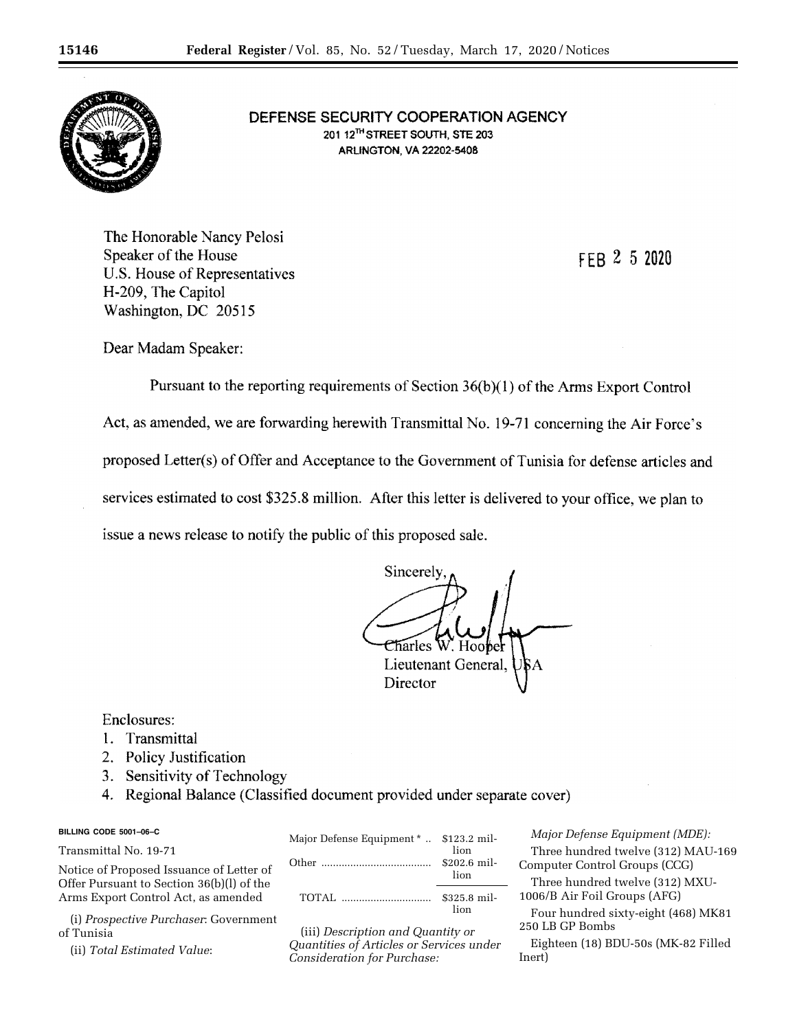**DEFENSE SECURITY COOPERATION AGENCY**
201 12TH STREET SOUTH, STE 203
ARLINGTON, VA 22202-5408

The Honorable Nancy Pelosi
Speaker of the House
U.S. House of Representatives
H-209, The Capitol
Washington, DC 20515

FEB 25 2020

Dear Madam Speaker:

Pursuant to the reporting requirements of Section 36(b)(1) of the Arms Export Control Act, as amended, we are forwarding herewith Transmittal No. 19-71 concerning the Air Force's proposed Letter(s) of Offer and Acceptance to the Government of Tunisia for defense articles and services estimated to cost $325.8 million. After this letter is delivered to your office, we plan to issue a news release to notify the public of this proposed sale.

Sincerely,

Charles W. Hooper
Lieutenant General, USA
Director

Enclosures:
1. Transmittal
2. Policy Justification
3. Sensitivity of Technology
4. Regional Balance (Classified document provided under separate cover)

BILLING CODE 5001–06–C

Transmittal No. 19-71

Notice of Proposed Issuance of Letter of Offer Pursuant to Section 36(b)(l) of the Arms Export Control Act, as amended

(i) *Prospective Purchaser*: Government of Tunisia

(ii) *Total Estimated Value*:

| | |
|---|---|
| Major Defense Equipment * | $123.2 million |
| Other | $202.6 million |
| TOTAL | $325.8 million |

(iii) *Description and Quantity or Quantities of Articles or Services under Consideration for Purchase:*

*Major Defense Equipment (MDE):*

Three hundred twelve (312) MAU-169 Computer Control Groups (CCG)

Three hundred twelve (312) MXU-1006/B Air Foil Groups (AFG)

Four hundred sixty-eight (468) MK81 250 LB GP Bombs

Eighteen (18) BDU-50s (MK-82 Filled Inert)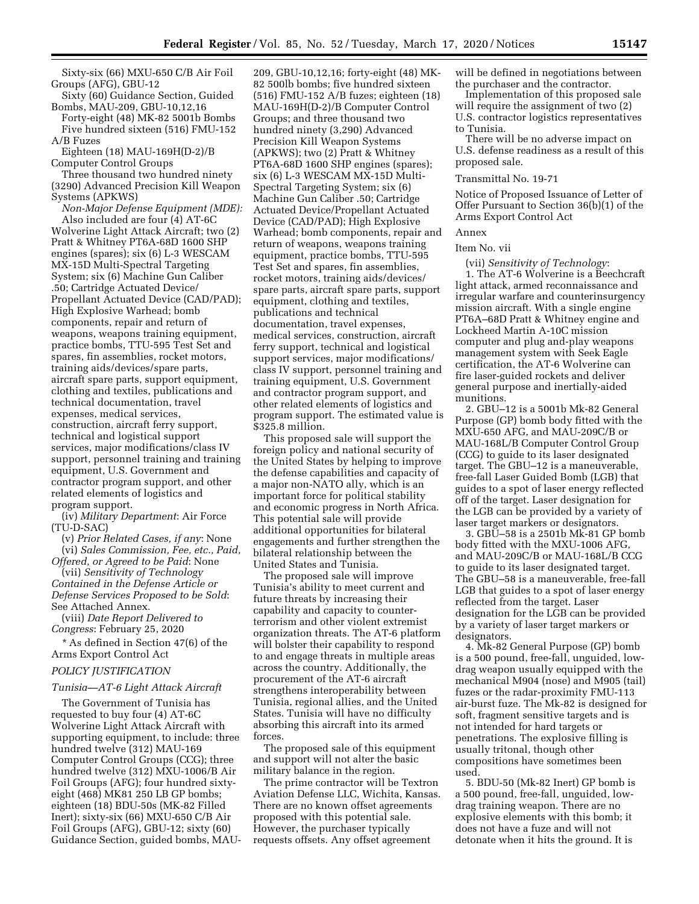Sixty-six (66) MXU-650 C/B Air Foil Groups (AFG), GBU-12

Sixty (60) Guidance Section, Guided Bombs, MAU-209, GBU-10,12,16

Forty-eight (48) MK-82 5001b Bombs

Five hundred sixteen (516) FMU-152 A/B Fuzes

Eighteen (18) MAU-169H(D-2)/B Computer Control Groups

Three thousand two hundred ninety (3290) Advanced Precision Kill Weapon Systems (APKWS)

*Non-Major Defense Equipment (MDE):* Also included are four (4) AT-6C Wolverine Light Attack Aircraft; two (2) Pratt & Whitney PT6A-68D 1600 SHP engines (spares); six (6) L-3 WESCAM MX-15D Multi-Spectral Targeting System; six (6) Machine Gun Caliber .50; Cartridge Actuated Device/Propellant Actuated Device (CAD/PAD); High Explosive Warhead; bomb components, repair and return of weapons, weapons training equipment, practice bombs, TTU-595 Test Set and spares, fin assemblies, rocket motors, training aids/devices/spare parts, aircraft spare parts, support equipment, clothing and textiles, publications and technical documentation, travel expenses, medical services, construction, aircraft ferry support, technical and logistical support services, major modifications/class IV support, personnel training and training equipment, U.S. Government and contractor program support, and other related elements of logistics and program support.

(iv) *Military Department*: Air Force (TU-D-SAC)

(v) *Prior Related Cases, if any*: None

(vi) *Sales Commission, Fee, etc., Paid, Offered, or Agreed to be Paid*: None

(vii) *Sensitivity of Technology Contained in the Defense Article or Defense Services Proposed to be Sold*: See Attached Annex.

(viii) *Date Report Delivered to Congress*: February 25, 2020

\* As defined in Section 47(6) of the Arms Export Control Act

*POLICY JUSTIFICATION*

*Tunisia—AT-6 Light Attack Aircraft*

The Government of Tunisia has requested to buy four (4) AT-6C Wolverine Light Attack Aircraft with supporting equipment, to include: three hundred twelve (312) MAU-169 Computer Control Groups (CCG); three hundred twelve (312) MXU-1006/B Air Foil Groups (AFG); four hundred sixty-eight (468) MK81 250 LB GP bombs; eighteen (18) BDU-50s (MK-82 Filled Inert); sixty-six (66) MXU-650 C/B Air Foil Groups (AFG), GBU-12; sixty (60) Guidance Section, guided bombs, MAU-209, GBU-10,12,16; forty-eight (48) MK-82 500lb bombs; five hundred sixteen (516) FMU-152 A/B fuzes; eighteen (18) MAU-169H(D-2)/B Computer Control Groups; and three thousand two hundred ninety (3,290) Advanced Precision Kill Weapon Systems (APKWS); two (2) Pratt & Whitney PT6A-68D 1600 SHP engines (spares); six (6) L-3 WESCAM MX-15D Multi-Spectral Targeting System; six (6) Machine Gun Caliber .50; Cartridge Actuated Device/Propellant Actuated Device (CAD/PAD); High Explosive Warhead; bomb components, repair and return of weapons, weapons training equipment, practice bombs, TTU-595 Test Set and spares, fin assemblies, rocket motors, training aids/devices/spare parts, aircraft spare parts, support equipment, clothing and textiles, publications and technical documentation, travel expenses, medical services, construction, aircraft ferry support, technical and logistical support services, major modifications/class IV support, personnel training and training equipment, U.S. Government and contractor program support, and other related elements of logistics and program support. The estimated value is $325.8 million.

This proposed sale will support the foreign policy and national security of the United States by helping to improve the defense capabilities and capacity of a major non-NATO ally, which is an important force for political stability and economic progress in North Africa. This potential sale will provide additional opportunities for bilateral engagements and further strengthen the bilateral relationship between the United States and Tunisia.

The proposed sale will improve Tunisia's ability to meet current and future threats by increasing their capability and capacity to counter-terrorism and other violent extremist organization threats. The AT-6 platform will bolster their capability to respond to and engage threats in multiple areas across the country. Additionally, the procurement of the AT-6 aircraft strengthens interoperability between Tunisia, regional allies, and the United States. Tunisia will have no difficulty absorbing this aircraft into its armed forces.

The proposed sale of this equipment and support will not alter the basic military balance in the region.

The prime contractor will be Textron Aviation Defense LLC, Wichita, Kansas. There are no known offset agreements proposed with this potential sale. However, the purchaser typically requests offsets. Any offset agreement will be defined in negotiations between the purchaser and the contractor.

Implementation of this proposed sale will require the assignment of two (2) U.S. contractor logistics representatives to Tunisia.

There will be no adverse impact on U.S. defense readiness as a result of this proposed sale.

Transmittal No. 19-71

Notice of Proposed Issuance of Letter of Offer Pursuant to Section 36(b)(1) of the Arms Export Control Act

Annex

Item No. vii

(vii) *Sensitivity of Technology*:

1. The AT-6 Wolverine is a Beechcraft light attack, armed reconnaissance and irregular warfare and counterinsurgency mission aircraft. With a single engine PT6A–68D Pratt & Whitney engine and Lockheed Martin A-10C mission computer and plug and-play weapons management system with Seek Eagle certification, the AT-6 Wolverine can fire laser-guided rockets and deliver general purpose and inertially-aided munitions.

2. GBU–12 is a 5001b Mk-82 General Purpose (GP) bomb body fitted with the MXU-650 AFG, and MAU-209C/B or MAU-168L/B Computer Control Group (CCG) to guide to its laser designated target. The GBU–12 is a maneuverable, free-fall Laser Guided Bomb (LGB) that guides to a spot of laser energy reflected off of the target. Laser designation for the LGB can be provided by a variety of laser target markers or designators.

3. GBU–58 is a 2501b Mk-81 GP bomb body fitted with the MXU-1006 AFG, and MAU-209C/B or MAU-168L/B CCG to guide to its laser designated target. The GBU–58 is a maneuverable, free-fall LGB that guides to a spot of laser energy reflected from the target. Laser designation for the LGB can be provided by a variety of laser target markers or designators.

4. Mk-82 General Purpose (GP) bomb is a 500 pound, free-fall, unguided, low-drag weapon usually equipped with the mechanical M904 (nose) and M905 (tail) fuzes or the radar-proximity FMU-113 air-burst fuze. The Mk-82 is designed for soft, fragment sensitive targets and is not intended for hard targets or penetrations. The explosive filling is usually tritonal, though other compositions have sometimes been used.

5. BDU-50 (Mk-82 Inert) GP bomb is a 500 pound, free-fall, unguided, low-drag training weapon. There are no explosive elements with this bomb; it does not have a fuze and will not detonate when it hits the ground. It is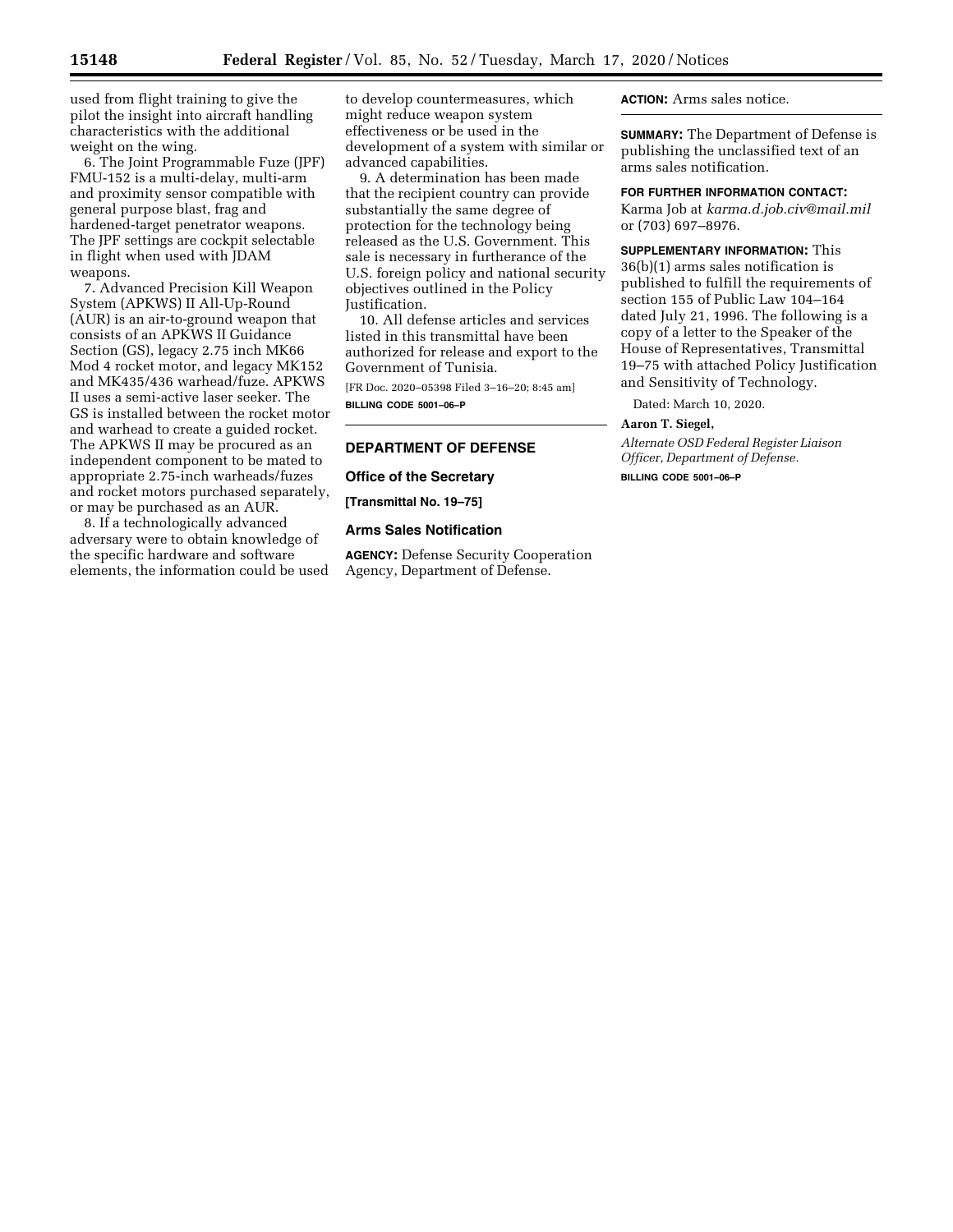used from flight training to give the pilot the insight into aircraft handling characteristics with the additional weight on the wing.

6. The Joint Programmable Fuze (JPF) FMU-152 is a multi-delay, multi-arm and proximity sensor compatible with general purpose blast, frag and hardened-target penetrator weapons. The JPF settings are cockpit selectable in flight when used with JDAM weapons.

7. Advanced Precision Kill Weapon System (APKWS) II All-Up-Round (AUR) is an air-to-ground weapon that consists of an APKWS II Guidance Section (GS), legacy 2.75 inch MK66 Mod 4 rocket motor, and legacy MK152 and MK435/436 warhead/fuze. APKWS II uses a semi-active laser seeker. The GS is installed between the rocket motor and warhead to create a guided rocket. The APKWS II may be procured as an independent component to be mated to appropriate 2.75-inch warheads/fuzes and rocket motors purchased separately, or may be purchased as an AUR.

8. If a technologically advanced adversary were to obtain knowledge of the specific hardware and software elements, the information could be used to develop countermeasures, which might reduce weapon system effectiveness or be used in the development of a system with similar or advanced capabilities.

9. A determination has been made that the recipient country can provide substantially the same degree of protection for the technology being released as the U.S. Government. This sale is necessary in furtherance of the U.S. foreign policy and national security objectives outlined in the Policy Justification.

10. All defense articles and services listed in this transmittal have been authorized for release and export to the Government of Tunisia.

[FR Doc. 2020–05398 Filed 3–16–20; 8:45 am]

**BILLING CODE 5001–06–P**

## DEPARTMENT OF DEFENSE

### Office of the Secretary

**[Transmittal No. 19–75]**

### Arms Sales Notification

**AGENCY:** Defense Security Cooperation Agency, Department of Defense.

**ACTION:** Arms sales notice.

**SUMMARY:** The Department of Defense is publishing the unclassified text of an arms sales notification.

**FOR FURTHER INFORMATION CONTACT:** Karma Job at *karma.d.job.civ@mail.mil* or (703) 697–8976.

**SUPPLEMENTARY INFORMATION:** This 36(b)(1) arms sales notification is published to fulfill the requirements of section 155 of Public Law 104–164 dated July 21, 1996. The following is a copy of a letter to the Speaker of the House of Representatives, Transmittal 19–75 with attached Policy Justification and Sensitivity of Technology.

Dated: March 10, 2020.

**Aaron T. Siegel,**

*Alternate OSD Federal Register Liaison Officer, Department of Defense.*

**BILLING CODE 5001–06–P**